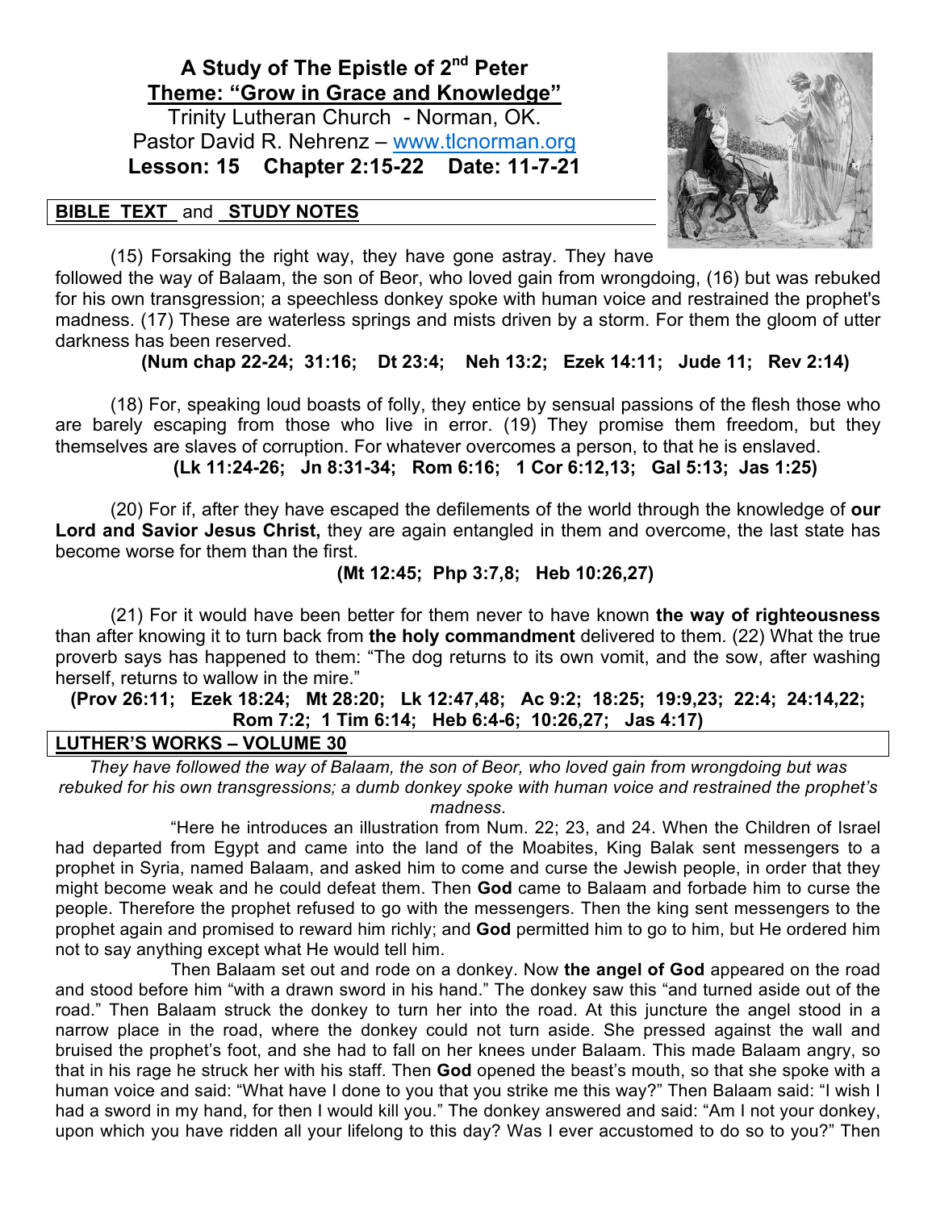# A Study of The Epistle of 2nd Peter

## Theme: "Grow in Grace and Knowledge"

Trinity Lutheran Church - Norman, OK.
Pastor David R. Nehrenz – www.tlcnorman.org
**Lesson: 15 Chapter 2:15-22 Date: 11-7-21**

**BIBLE TEXT and STUDY NOTES**

(15) Forsaking the right way, they have gone astray. They have followed the way of Balaam, the son of Beor, who loved gain from wrongdoing, (16) but was rebuked for his own transgression; a speechless donkey spoke with human voice and restrained the prophet's madness. (17) These are waterless springs and mists driven by a storm. For them the gloom of utter darkness has been reserved.

**(Num chap 22-24; 31:16; Dt 23:4; Neh 13:2; Ezek 14:11; Jude 11; Rev 2:14)**

(18) For, speaking loud boasts of folly, they entice by sensual passions of the flesh those who are barely escaping from those who live in error. (19) They promise them freedom, but they themselves are slaves of corruption. For whatever overcomes a person, to that he is enslaved.

**(Lk 11:24-26; Jn 8:31-34; Rom 6:16; 1 Cor 6:12,13; Gal 5:13; Jas 1:25)**

(20) For if, after they have escaped the defilements of the world through the knowledge of **our Lord and Savior Jesus Christ,** they are again entangled in them and overcome, the last state has become worse for them than the first.

**(Mt 12:45; Php 3:7,8; Heb 10:26,27)**

(21) For it would have been better for them never to have known **the way of righteousness** than after knowing it to turn back from **the holy commandment** delivered to them. (22) What the true proverb says has happened to them: "The dog returns to its own vomit, and the sow, after washing herself, returns to wallow in the mire."

**(Prov 26:11; Ezek 18:24; Mt 28:20; Lk 12:47,48; Ac 9:2; 18:25; 19:9,23; 22:4; 24:14,22; Rom 7:2; 1 Tim 6:14; Heb 6:4-6; 10:26,27; Jas 4:17)**

**LUTHER'S WORKS – VOLUME 30**

*They have followed the way of Balaam, the son of Beor, who loved gain from wrongdoing but was rebuked for his own transgressions; a dumb donkey spoke with human voice and restrained the prophet's madness.*

"Here he introduces an illustration from Num. 22; 23, and 24. When the Children of Israel had departed from Egypt and came into the land of the Moabites, King Balak sent messengers to a prophet in Syria, named Balaam, and asked him to come and curse the Jewish people, in order that they might become weak and he could defeat them. Then **God** came to Balaam and forbade him to curse the people. Therefore the prophet refused to go with the messengers. Then the king sent messengers to the prophet again and promised to reward him richly; and **God** permitted him to go to him, but He ordered him not to say anything except what He would tell him.

Then Balaam set out and rode on a donkey. Now **the angel of God** appeared on the road and stood before him "with a drawn sword in his hand." The donkey saw this "and turned aside out of the road." Then Balaam struck the donkey to turn her into the road. At this juncture the angel stood in a narrow place in the road, where the donkey could not turn aside. She pressed against the wall and bruised the prophet's foot, and she had to fall on her knees under Balaam. This made Balaam angry, so that in his rage he struck her with his staff. Then **God** opened the beast's mouth, so that she spoke with a human voice and said: "What have I done to you that you strike me this way?" Then Balaam said: "I wish I had a sword in my hand, for then I would kill you." The donkey answered and said: "Am I not your donkey, upon which you have ridden all your lifelong to this day? Was I ever accustomed to do so to you?" Then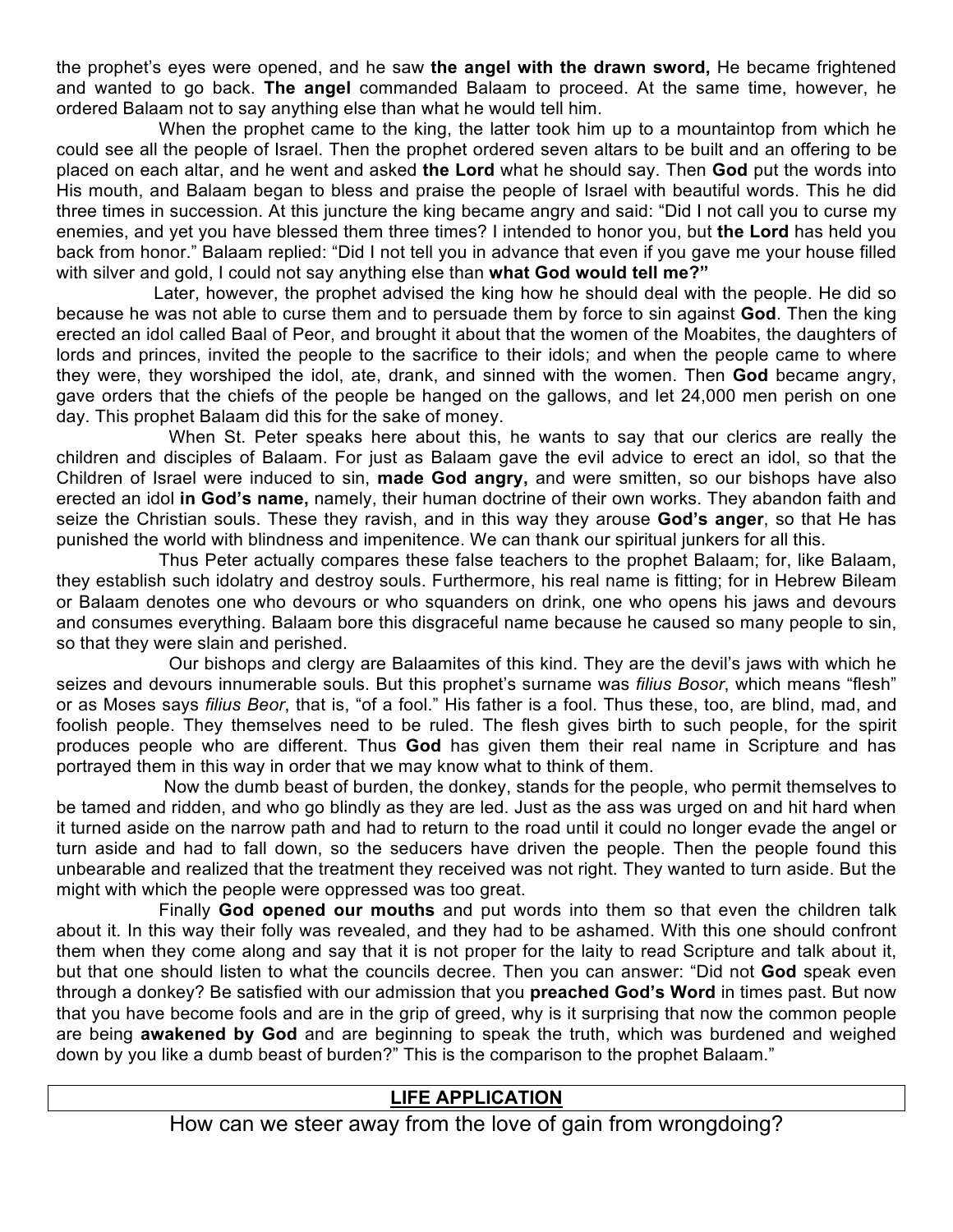the prophet's eyes were opened, and he saw **the angel with the drawn sword,** He became frightened and wanted to go back. **The angel** commanded Balaam to proceed. At the same time, however, he ordered Balaam not to say anything else than what he would tell him.

When the prophet came to the king, the latter took him up to a mountaintop from which he could see all the people of Israel. Then the prophet ordered seven altars to be built and an offering to be placed on each altar, and he went and asked **the Lord** what he should say. Then **God** put the words into His mouth, and Balaam began to bless and praise the people of Israel with beautiful words. This he did three times in succession. At this juncture the king became angry and said: "Did I not call you to curse my enemies, and yet you have blessed them three times? I intended to honor you, but **the Lord** has held you back from honor." Balaam replied: "Did I not tell you in advance that even if you gave me your house filled with silver and gold, I could not say anything else than **what God would tell me?"**

Later, however, the prophet advised the king how he should deal with the people. He did so because he was not able to curse them and to persuade them by force to sin against **God**. Then the king erected an idol called Baal of Peor, and brought it about that the women of the Moabites, the daughters of lords and princes, invited the people to the sacrifice to their idols; and when the people came to where they were, they worshiped the idol, ate, drank, and sinned with the women. Then **God** became angry, gave orders that the chiefs of the people be hanged on the gallows, and let 24,000 men perish on one day. This prophet Balaam did this for the sake of money.

When St. Peter speaks here about this, he wants to say that our clerics are really the children and disciples of Balaam. For just as Balaam gave the evil advice to erect an idol, so that the Children of Israel were induced to sin, **made God angry,** and were smitten, so our bishops have also erected an idol **in God's name,** namely, their human doctrine of their own works. They abandon faith and seize the Christian souls. These they ravish, and in this way they arouse **God's anger**, so that He has punished the world with blindness and impenitence. We can thank our spiritual junkers for all this.

Thus Peter actually compares these false teachers to the prophet Balaam; for, like Balaam, they establish such idolatry and destroy souls. Furthermore, his real name is fitting; for in Hebrew Bileam or Balaam denotes one who devours or who squanders on drink, one who opens his jaws and devours and consumes everything. Balaam bore this disgraceful name because he caused so many people to sin, so that they were slain and perished.

Our bishops and clergy are Balaamites of this kind. They are the devil's jaws with which he seizes and devours innumerable souls. But this prophet's surname was *filius Bosor*, which means "flesh" or as Moses says *filius Beor*, that is, "of a fool." His father is a fool. Thus these, too, are blind, mad, and foolish people. They themselves need to be ruled. The flesh gives birth to such people, for the spirit produces people who are different. Thus **God** has given them their real name in Scripture and has portrayed them in this way in order that we may know what to think of them.

Now the dumb beast of burden, the donkey, stands for the people, who permit themselves to be tamed and ridden, and who go blindly as they are led. Just as the ass was urged on and hit hard when it turned aside on the narrow path and had to return to the road until it could no longer evade the angel or turn aside and had to fall down, so the seducers have driven the people. Then the people found this unbearable and realized that the treatment they received was not right. They wanted to turn aside. But the might with which the people were oppressed was too great.

Finally **God opened our mouths** and put words into them so that even the children talk about it. In this way their folly was revealed, and they had to be ashamed. With this one should confront them when they come along and say that it is not proper for the laity to read Scripture and talk about it, but that one should listen to what the councils decree. Then you can answer: "Did not **God** speak even through a donkey? Be satisfied with our admission that you **preached God's Word** in times past. But now that you have become fools and are in the grip of greed, why is it surprising that now the common people are being **awakened by God** and are beginning to speak the truth, which was burdened and weighed down by you like a dumb beast of burden?" This is the comparison to the prophet Balaam."

## LIFE APPLICATION

How can we steer away from the love of gain from wrongdoing?